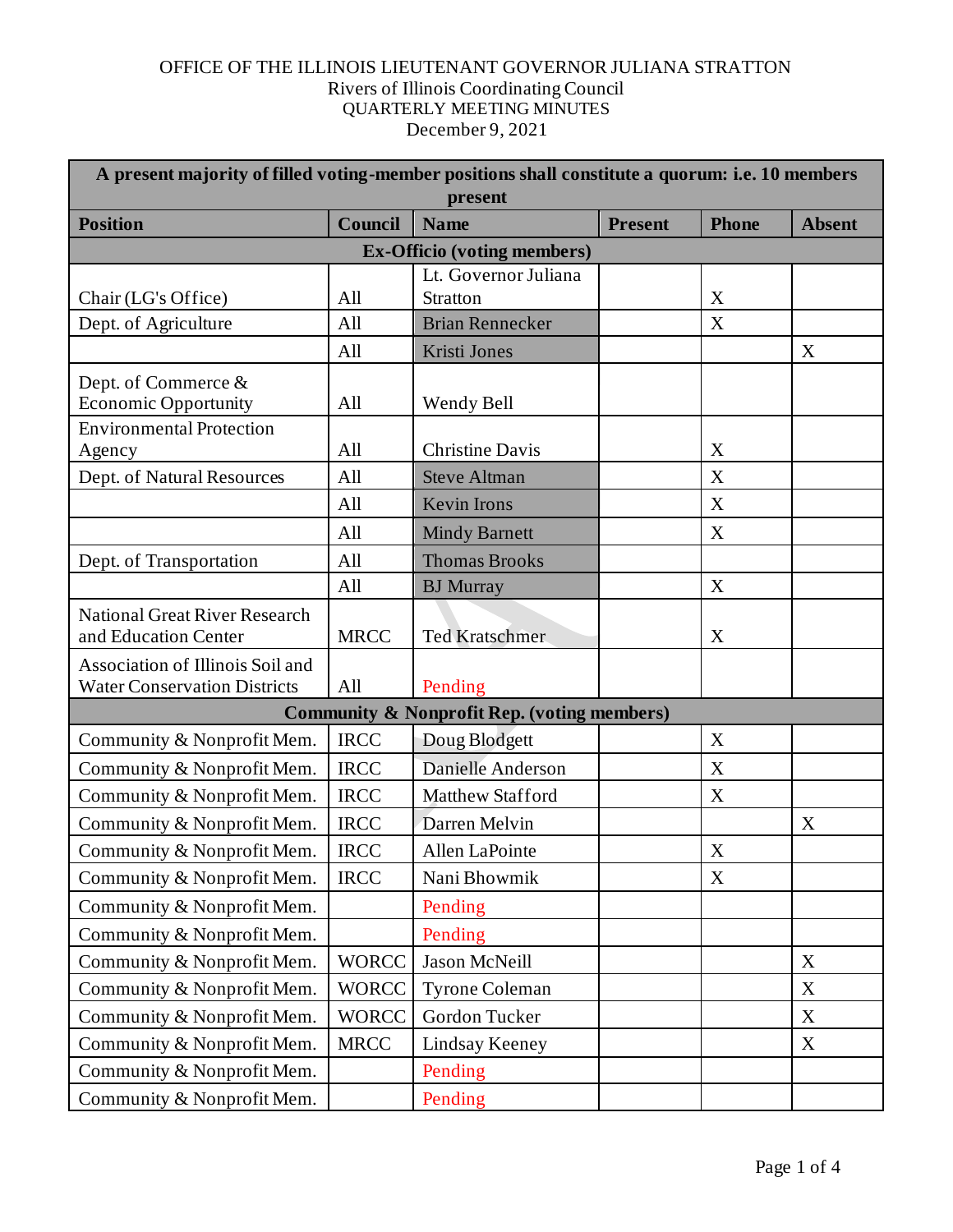OFFICE OF THE ILLINOIS LIEUTENANT GOVERNOR JULIANA STRATTON
Rivers of Illinois Coordinating Council
QUARTERLY MEETING MINUTES
December 9, 2021

| A present majority of filled voting-member positions shall constitute a quorum: i.e. 10 members present | | | | | |
|---|---|---|---|---|---|
| **Position** | **Council** | **Name** | **Present** | **Phone** | **Absent** |
| **Ex-Officio (voting members)** | | | | | |
| Chair (LG's Office) | All | Lt. Governor Juliana Stratton | | X | |
| Dept. of Agriculture | All | Brian Rennecker | | X | |
| | All | Kristi Jones | | | X |
| Dept. of Commerce & Economic Opportunity | All | Wendy Bell | | | |
| Environmental Protection Agency | All | Christine Davis | | X | |
| Dept. of Natural Resources | All | Steve Altman | | X | |
| | All | Kevin Irons | | X | |
| | All | Mindy Barnett | | X | |
| Dept. of Transportation | All | Thomas Brooks | | | |
| | All | BJ Murray | | X | |
| National Great River Research and Education Center | MRCC | Ted Kratschmer | | X | |
| Association of Illinois Soil and Water Conservation Districts | All | Pending | | | |
| **Community & Nonprofit Rep. (voting members)** | | | | | |
| Community & Nonprofit Mem. | IRCC | Doug Blodgett | | X | |
| Community & Nonprofit Mem. | IRCC | Danielle Anderson | | X | |
| Community & Nonprofit Mem. | IRCC | Matthew Stafford | | X | |
| Community & Nonprofit Mem. | IRCC | Darren Melvin | | | X |
| Community & Nonprofit Mem. | IRCC | Allen LaPointe | | X | |
| Community & Nonprofit Mem. | IRCC | Nani Bhowmik | | X | |
| Community & Nonprofit Mem. | | Pending | | | |
| Community & Nonprofit Mem. | | Pending | | | |
| Community & Nonprofit Mem. | WORCC | Jason McNeill | | | X |
| Community & Nonprofit Mem. | WORCC | Tyrone Coleman | | | X |
| Community & Nonprofit Mem. | WORCC | Gordon Tucker | | | X |
| Community & Nonprofit Mem. | MRCC | Lindsay Keeney | | | X |
| Community & Nonprofit Mem. | | Pending | | | |
| Community & Nonprofit Mem. | | Pending | | | |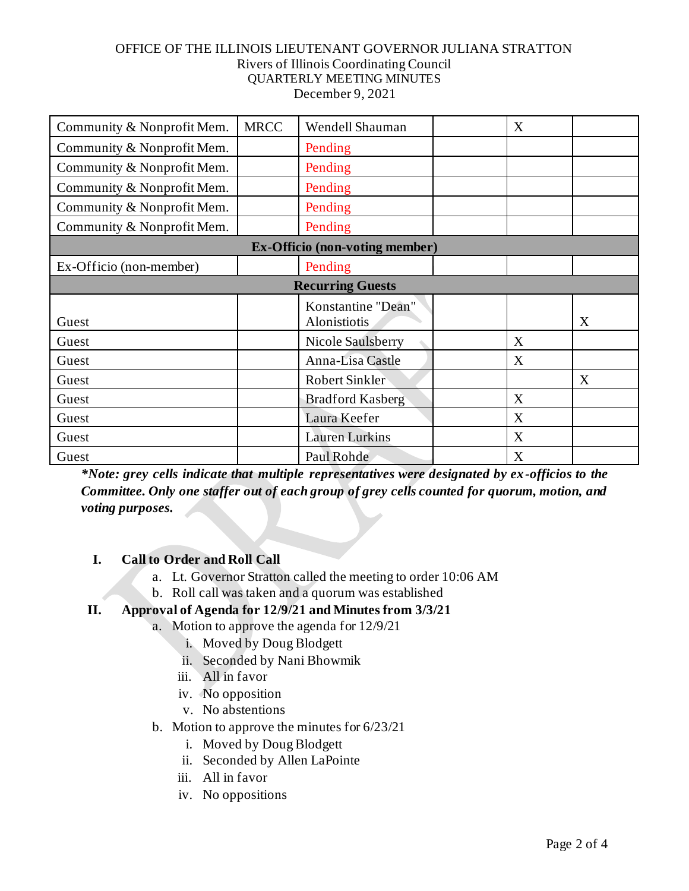OFFICE OF THE ILLINOIS LIEUTENANT GOVERNOR JULIANA STRATTON
Rivers of Illinois Coordinating Council
QUARTERLY MEETING MINUTES
December 9, 2021

| | | | | | |
|---|---|---|---|---|---|
| Community & Nonprofit Mem. | MRCC | Wendell Shauman | | X | |
| Community & Nonprofit Mem. | | Pending | | | |
| Community & Nonprofit Mem. | | Pending | | | |
| Community & Nonprofit Mem. | | Pending | | | |
| Community & Nonprofit Mem. | | Pending | | | |
| Community & Nonprofit Mem. | | Pending | | | |
| **Ex-Officio (non-voting member)** | | | | | |
| Ex-Officio (non-member) | | Pending | | | |
| **Recurring Guests** | | | | | |
| Guest | | Konstantine "Dean" Alonistiotis | | | X |
| Guest | | Nicole Saulsberry | | X | |
| Guest | | Anna-Lisa Castle | | X | |
| Guest | | Robert Sinkler | | | X |
| Guest | | Bradford Kasberg | | X | |
| Guest | | Laura Keefer | | X | |
| Guest | | Lauren Lurkins | | X | |
| Guest | | Paul Rohde | | X | |

***Note: grey cells indicate that multiple representatives were designated by ex-officios to the Committee. Only one staffer out of each group of grey cells counted for quorum, motion, and voting purposes.***

**I. Call to Order and Roll Call**

a. Lt. Governor Stratton called the meeting to order 10:06 AM
b. Roll call was taken and a quorum was established

**II. Approval of Agenda for 12/9/21 and Minutes from 3/3/21**

a. Motion to approve the agenda for 12/9/21
   i. Moved by Doug Blodgett
   ii. Seconded by Nani Bhowmik
   iii. All in favor
   iv. No opposition
   v. No abstentions
b. Motion to approve the minutes for 6/23/21
   i. Moved by Doug Blodgett
   ii. Seconded by Allen LaPointe
   iii. All in favor
   iv. No oppositions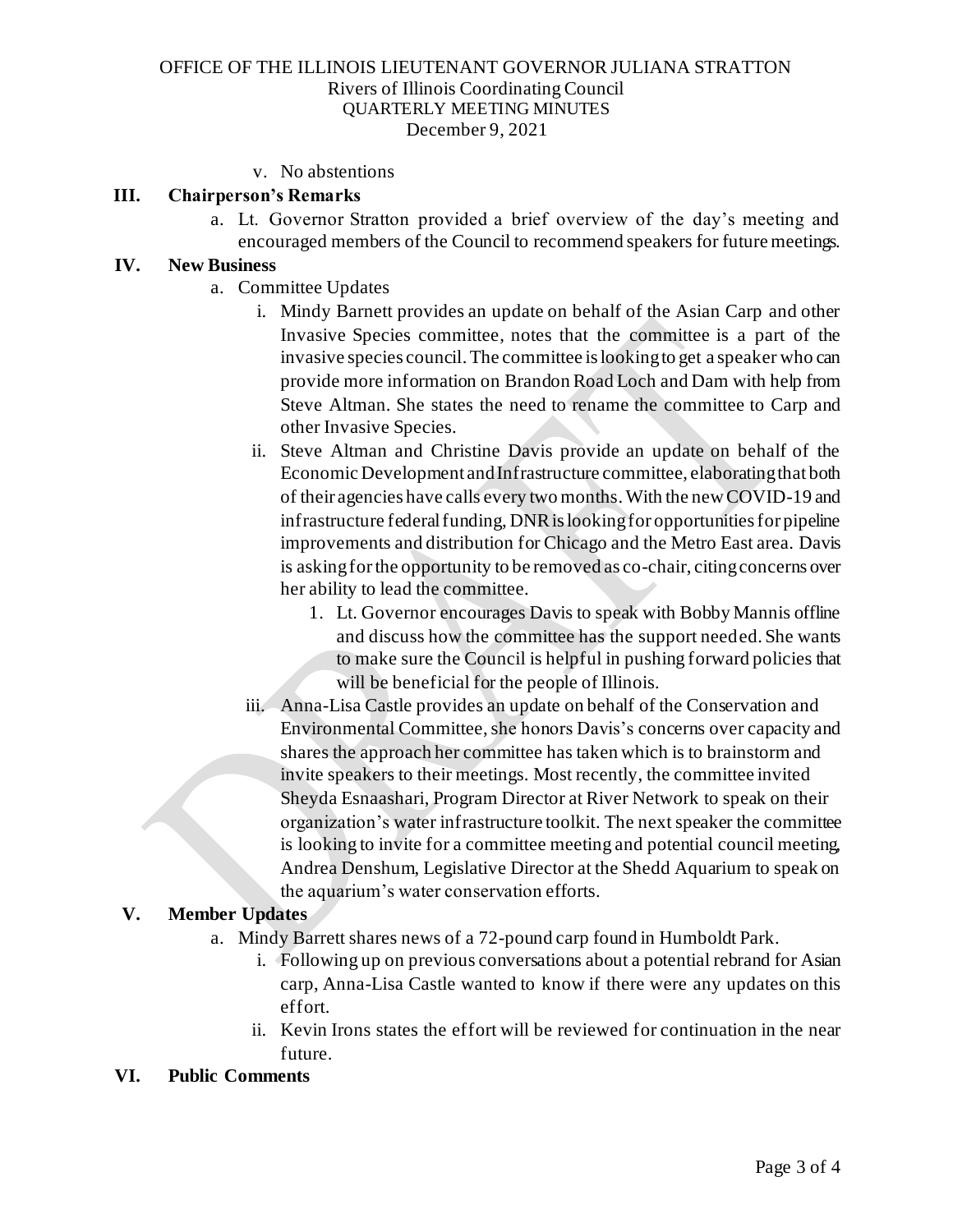v. No abstentions

## III. Chairperson's Remarks

a. Lt. Governor Stratton provided a brief overview of the day's meeting and encouraged members of the Council to recommend speakers for future meetings.

## IV. New Business

a. Committee Updates

i. Mindy Barnett provides an update on behalf of the Asian Carp and other Invasive Species committee, notes that the committee is a part of the invasive species council. The committee is looking to get a speaker who can provide more information on Brandon Road Loch and Dam with help from Steve Altman. She states the need to rename the committee to Carp and other Invasive Species.

ii. Steve Altman and Christine Davis provide an update on behalf of the Economic Development and Infrastructure committee, elaborating that both of their agencies have calls every two months. With the new COVID-19 and infrastructure federal funding, DNR is looking for opportunities for pipeline improvements and distribution for Chicago and the Metro East area. Davis is asking for the opportunity to be removed as co-chair, citing concerns over her ability to lead the committee.

1. Lt. Governor encourages Davis to speak with Bobby Mannis offline and discuss how the committee has the support needed. She wants to make sure the Council is helpful in pushing forward policies that will be beneficial for the people of Illinois.

iii. Anna-Lisa Castle provides an update on behalf of the Conservation and Environmental Committee, she honors Davis's concerns over capacity and shares the approach her committee has taken which is to brainstorm and invite speakers to their meetings. Most recently, the committee invited Sheyda Esnaashari, Program Director at River Network to speak on their organization's water infrastructure toolkit. The next speaker the committee is looking to invite for a committee meeting and potential council meeting, Andrea Denshum, Legislative Director at the Shedd Aquarium to speak on the aquarium's water conservation efforts.

## V. Member Updates

a. Mindy Barrett shares news of a 72-pound carp found in Humboldt Park.

i. Following up on previous conversations about a potential rebrand for Asian carp, Anna-Lisa Castle wanted to know if there were any updates on this effort.

ii. Kevin Irons states the effort will be reviewed for continuation in the near future.

## VI. Public Comments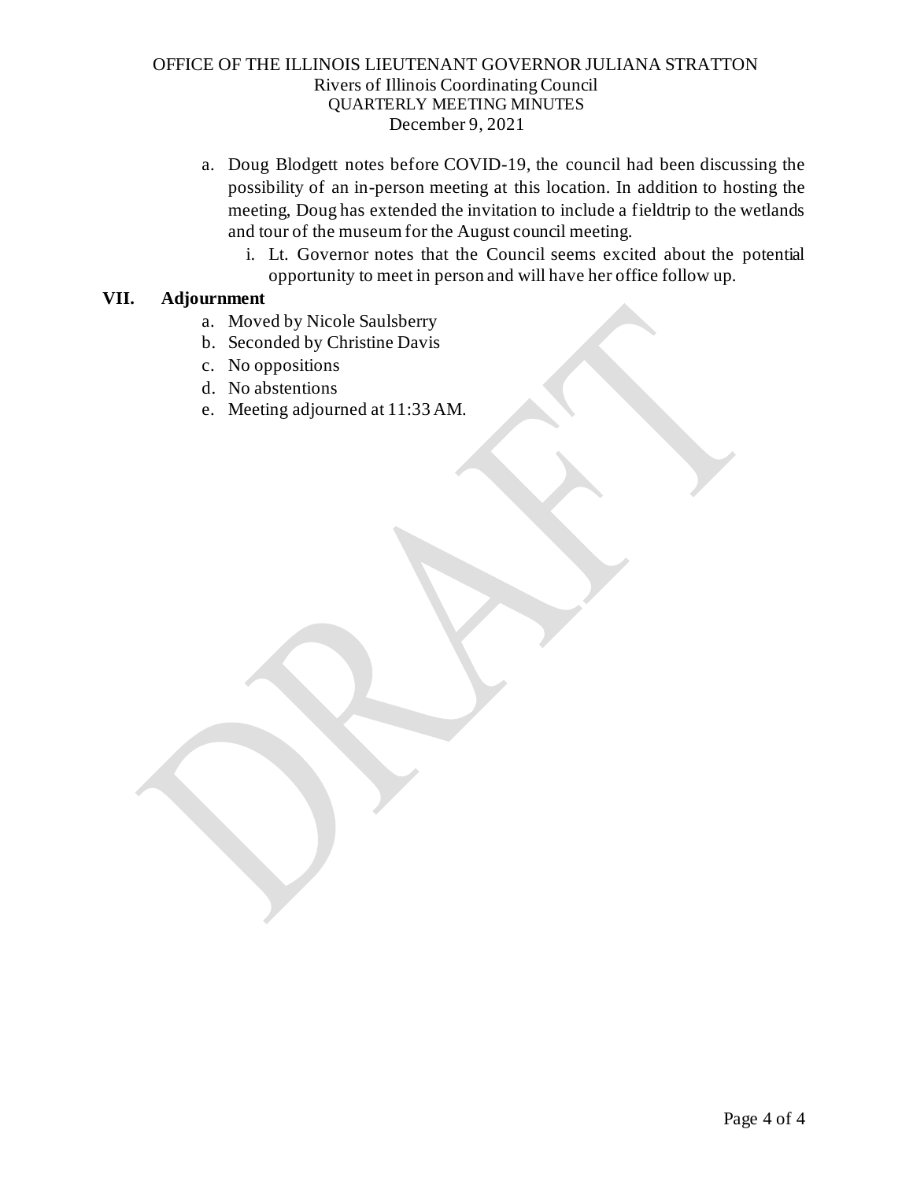a. Doug Blodgett notes before COVID-19, the council had been discussing the possibility of an in-person meeting at this location. In addition to hosting the meeting, Doug has extended the invitation to include a fieldtrip to the wetlands and tour of the museum for the August council meeting.
   i. Lt. Governor notes that the Council seems excited about the potential opportunity to meet in person and will have her office follow up.

## VII. Adjournment

a. Moved by Nicole Saulsberry
b. Seconded by Christine Davis
c. No oppositions
d. No abstentions
e. Meeting adjourned at 11:33 AM.